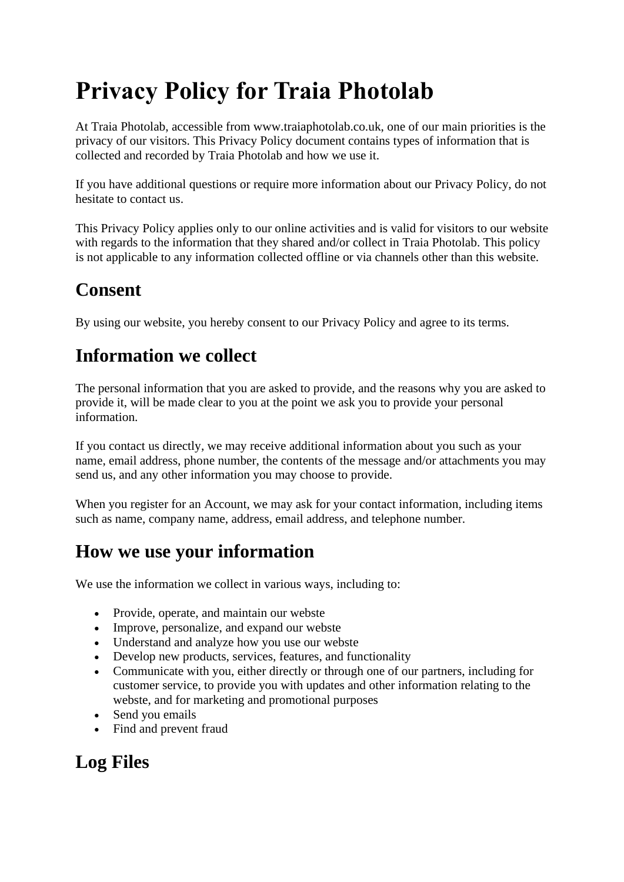# Privacy Policy for Traia Photolab

At Traia Photolab, accessible from www.traiaphotolab.co.uk, one of our main priorities is the privacy of our visitors. This Privacy Policy document contains types of information that is collected and recorded by Traia Photolab and how we use it.

If you have additional questions or require more information about our Privacy Policy, do not hesitate to contact us.

This Privacy Policy applies only to our online activities and is valid for visitors to our website with regards to the information that they shared and/or collect in Traia Photolab. This policy is not applicable to any information collected offline or via channels other than this website.

## Consent

By using our website, you hereby consent to our Privacy Policy and agree to its terms.

## Information we collect

The personal information that you are asked to provide, and the reasons why you are asked to provide it, will be made clear to you at the point we ask you to provide your personal information.

If you contact us directly, we may receive additional information about you such as your name, email address, phone number, the contents of the message and/or attachments you may send us, and any other information you may choose to provide.

When you register for an Account, we may ask for your contact information, including items such as name, company name, address, email address, and telephone number.

## How we use your information

We use the information we collect in various ways, including to:

- Provide, operate, and maintain our webste
- Improve, personalize, and expand our webste
- Understand and analyze how you use our webste
- Develop new products, services, features, and functionality
- Communicate with you, either directly or through one of our partners, including for customer service, to provide you with updates and other information relating to the webste, and for marketing and promotional purposes
- Send you emails
- Find and prevent fraud

## Log Files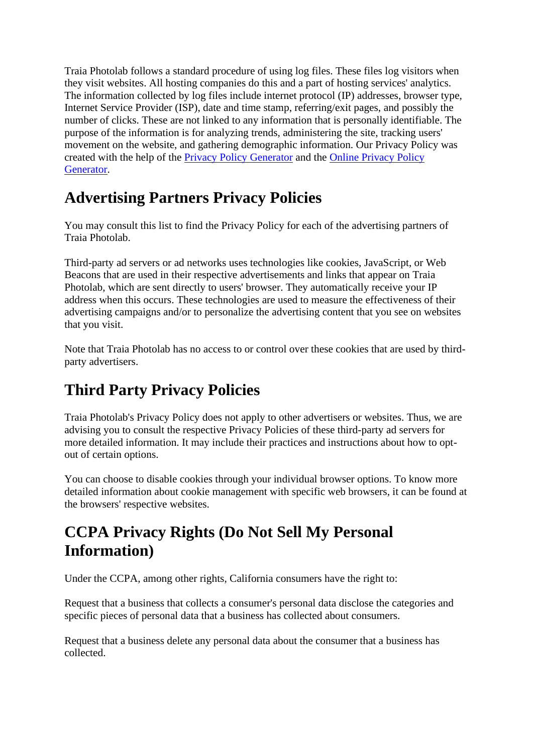Traia Photolab follows a standard procedure of using log files. These files log visitors when they visit websites. All hosting companies do this and a part of hosting services' analytics. The information collected by log files include internet protocol (IP) addresses, browser type, Internet Service Provider (ISP), date and time stamp, referring/exit pages, and possibly the number of clicks. These are not linked to any information that is personally identifiable. The purpose of the information is for analyzing trends, administering the site, tracking users' movement on the website, and gathering demographic information. Our Privacy Policy was created with the help of the Privacy Policy Generator and the Online Privacy Policy Generator.

## Advertising Partners Privacy Policies

You may consult this list to find the Privacy Policy for each of the advertising partners of Traia Photolab.

Third-party ad servers or ad networks uses technologies like cookies, JavaScript, or Web Beacons that are used in their respective advertisements and links that appear on Traia Photolab, which are sent directly to users' browser. They automatically receive your IP address when this occurs. These technologies are used to measure the effectiveness of their advertising campaigns and/or to personalize the advertising content that you see on websites that you visit.

Note that Traia Photolab has no access to or control over these cookies that are used by third-party advertisers.

## Third Party Privacy Policies

Traia Photolab's Privacy Policy does not apply to other advertisers or websites. Thus, we are advising you to consult the respective Privacy Policies of these third-party ad servers for more detailed information. It may include their practices and instructions about how to opt-out of certain options.

You can choose to disable cookies through your individual browser options. To know more detailed information about cookie management with specific web browsers, it can be found at the browsers' respective websites.

## CCPA Privacy Rights (Do Not Sell My Personal Information)

Under the CCPA, among other rights, California consumers have the right to:

Request that a business that collects a consumer's personal data disclose the categories and specific pieces of personal data that a business has collected about consumers.

Request that a business delete any personal data about the consumer that a business has collected.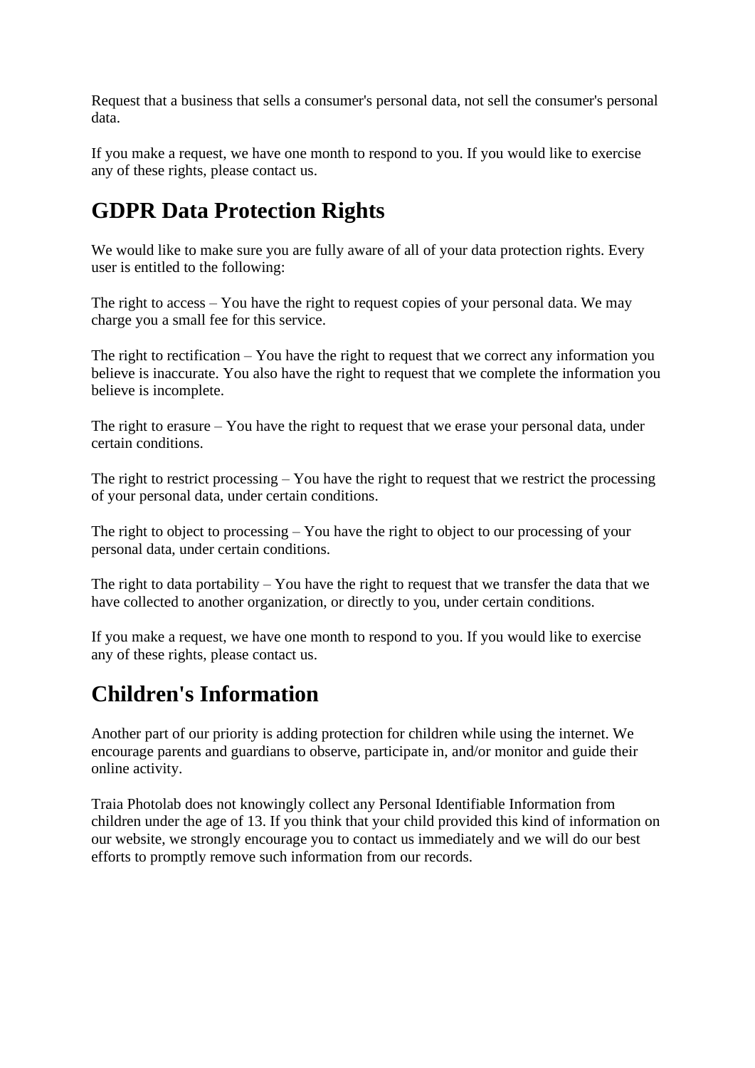Request that a business that sells a consumer's personal data, not sell the consumer's personal data.

If you make a request, we have one month to respond to you. If you would like to exercise any of these rights, please contact us.

## GDPR Data Protection Rights

We would like to make sure you are fully aware of all of your data protection rights. Every user is entitled to the following:

The right to access – You have the right to request copies of your personal data. We may charge you a small fee for this service.

The right to rectification – You have the right to request that we correct any information you believe is inaccurate. You also have the right to request that we complete the information you believe is incomplete.

The right to erasure – You have the right to request that we erase your personal data, under certain conditions.

The right to restrict processing – You have the right to request that we restrict the processing of your personal data, under certain conditions.

The right to object to processing – You have the right to object to our processing of your personal data, under certain conditions.

The right to data portability – You have the right to request that we transfer the data that we have collected to another organization, or directly to you, under certain conditions.

If you make a request, we have one month to respond to you. If you would like to exercise any of these rights, please contact us.

## Children's Information

Another part of our priority is adding protection for children while using the internet. We encourage parents and guardians to observe, participate in, and/or monitor and guide their online activity.

Traia Photolab does not knowingly collect any Personal Identifiable Information from children under the age of 13. If you think that your child provided this kind of information on our website, we strongly encourage you to contact us immediately and we will do our best efforts to promptly remove such information from our records.